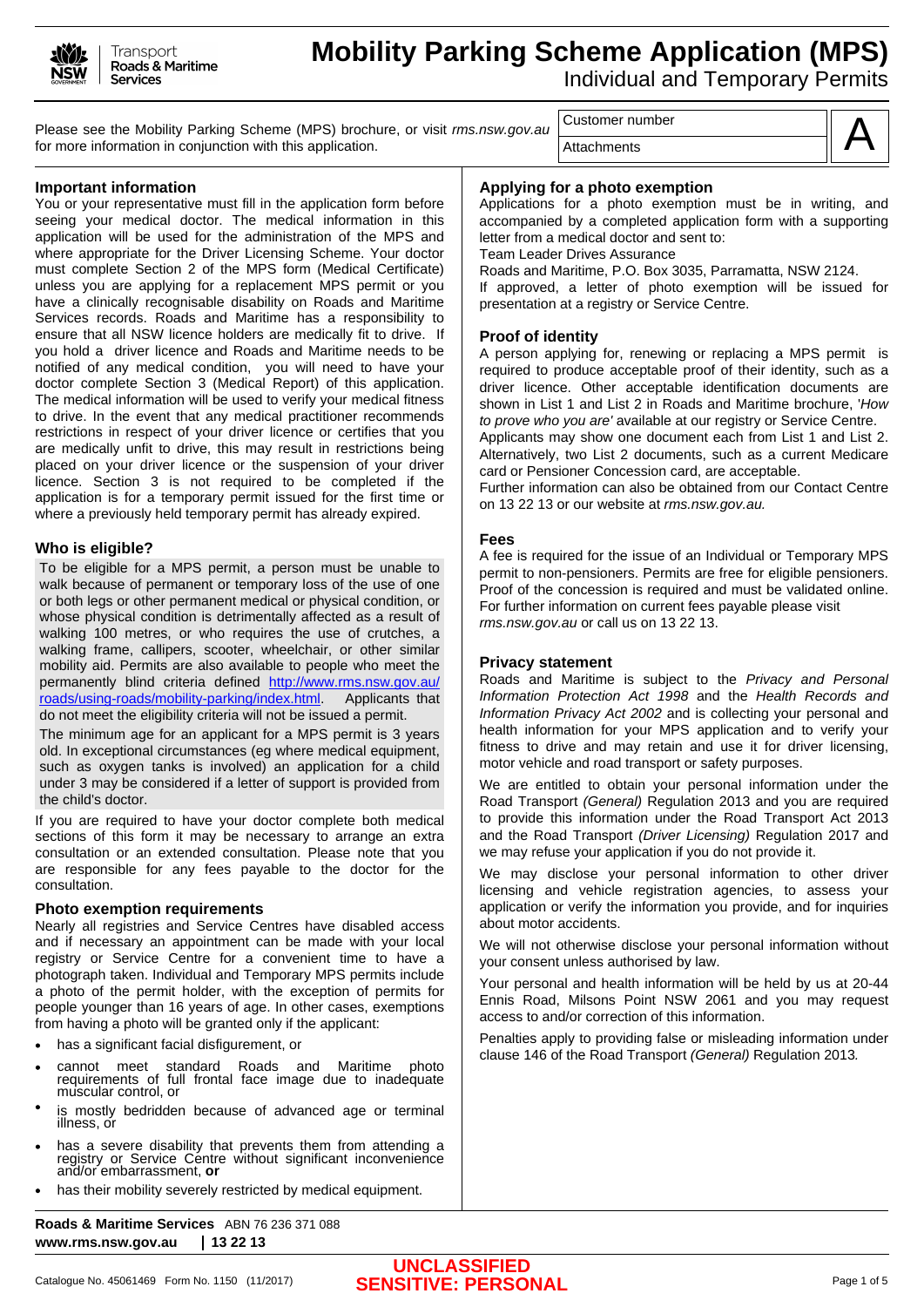Transport Roads & Maritime Services

# Mobility Parking Scheme Application (MPS)

## Individual and Temporary Permits

Please see the Mobility Parking Scheme (MPS) brochure, or visit *rms.nsw.gov.au* for more information in conjunction with this application.

| Customer number | A |
|---|---|
| Attachments | |

### Important information

You or your representative must fill in the application form before seeing your medical doctor. The medical information in this application will be used for the administration of the MPS and where appropriate for the Driver Licensing Scheme. Your doctor must complete Section 2 of the MPS form (Medical Certificate) unless you are applying for a replacement MPS permit or you have a clinically recognisable disability on Roads and Maritime Services records. Roads and Maritime has a responsibility to ensure that all NSW licence holders are medically fit to drive. If you hold a driver licence and Roads and Maritime needs to be notified of any medical condition, you will need to have your doctor complete Section 3 (Medical Report) of this application. The medical information will be used to verify your medical fitness to drive. In the event that any medical practitioner recommends restrictions in respect of your driver licence or certifies that you are medically unfit to drive, this may result in restrictions being placed on your driver licence or the suspension of your driver licence. Section 3 is not required to be completed if the application is for a temporary permit issued for the first time or where a previously held temporary permit has already expired.

### Who is eligible?

To be eligible for a MPS permit, a person must be unable to walk because of permanent or temporary loss of the use of one or both legs or other permanent medical or physical condition, or whose physical condition is detrimentally affected as a result of walking 100 metres, or who requires the use of crutches, a walking frame, callipers, scooter, wheelchair, or other similar mobility aid. Permits are also available to people who meet the permanently blind criteria defined http://www.rms.nsw.gov.au/roads/using-roads/mobility-parking/index.html. Applicants that do not meet the eligibility criteria will not be issued a permit.

The minimum age for an applicant for a MPS permit is 3 years old. In exceptional circumstances (eg where medical equipment, such as oxygen tanks is involved) an application for a child under 3 may be considered if a letter of support is provided from the child's doctor.

If you are required to have your doctor complete both medical sections of this form it may be necessary to arrange an extra consultation or an extended consultation. Please note that you are responsible for any fees payable to the doctor for the consultation.

### Photo exemption requirements

Nearly all registries and Service Centres have disabled access and if necessary an appointment can be made with your local registry or Service Centre for a convenient time to have a photograph taken. Individual and Temporary MPS permits include a photo of the permit holder, with the exception of permits for people younger than 16 years of age. In other cases, exemptions from having a photo will be granted only if the applicant:

- has a significant facial disfigurement, or
- cannot meet standard Roads and Maritime photo requirements of full frontal face image due to inadequate muscular control, or
- is mostly bedridden because of advanced age or terminal illness, or
- has a severe disability that prevents them from attending a registry or Service Centre without significant inconvenience and/or embarrassment, **or**
- has their mobility severely restricted by medical equipment.

### Applying for a photo exemption

Applications for a photo exemption must be in writing, and accompanied by a completed application form with a supporting letter from a medical doctor and sent to:

Team Leader Drives Assurance

Roads and Maritime, P.O. Box 3035, Parramatta, NSW 2124.

If approved, a letter of photo exemption will be issued for presentation at a registry or Service Centre.

### Proof of identity

A person applying for, renewing or replacing a MPS permit is required to produce acceptable proof of their identity, such as a driver licence. Other acceptable identification documents are shown in List 1 and List 2 in Roads and Maritime brochure, '*How to prove who you are*' available at our registry or Service Centre.

Applicants may show one document each from List 1 and List 2. Alternatively, two List 2 documents, such as a current Medicare card or Pensioner Concession card, are acceptable.

Further information can also be obtained from our Contact Centre on 13 22 13 or our website at *rms.nsw.gov.au.*

### Fees

A fee is required for the issue of an Individual or Temporary MPS permit to non-pensioners. Permits are free for eligible pensioners. Proof of the concession is required and must be validated online. For further information on current fees payable please visit *rms.nsw.gov.au* or call us on 13 22 13.

### Privacy statement

Roads and Maritime is subject to the *Privacy and Personal Information Protection Act 1998* and the *Health Records and Information Privacy Act 2002* and is collecting your personal and health information for your MPS application and to verify your fitness to drive and may retain and use it for driver licensing, motor vehicle and road transport or safety purposes.

We are entitled to obtain your personal information under the Road Transport *(General)* Regulation 2013 and you are required to provide this information under the Road Transport Act 2013 and the Road Transport *(Driver Licensing)* Regulation 2017 and we may refuse your application if you do not provide it.

We may disclose your personal information to other driver licensing and vehicle registration agencies, to assess your application or verify the information you provide, and for inquiries about motor accidents.

We will not otherwise disclose your personal information without your consent unless authorised by law.

Your personal and health information will be held by us at 20-44 Ennis Road, Milsons Point NSW 2061 and you may request access to and/or correction of this information.

Penalties apply to providing false or misleading information under clause 146 of the Road Transport *(General)* Regulation 2013*.*

**Roads & Maritime Services** ABN 76 236 371 088
**www.rms.nsw.gov.au | 13 22 13**

Catalogue No. 45061469 Form No. 1150 (11/2017)

**UNCLASSIFIED SENSITIVE: PERSONAL**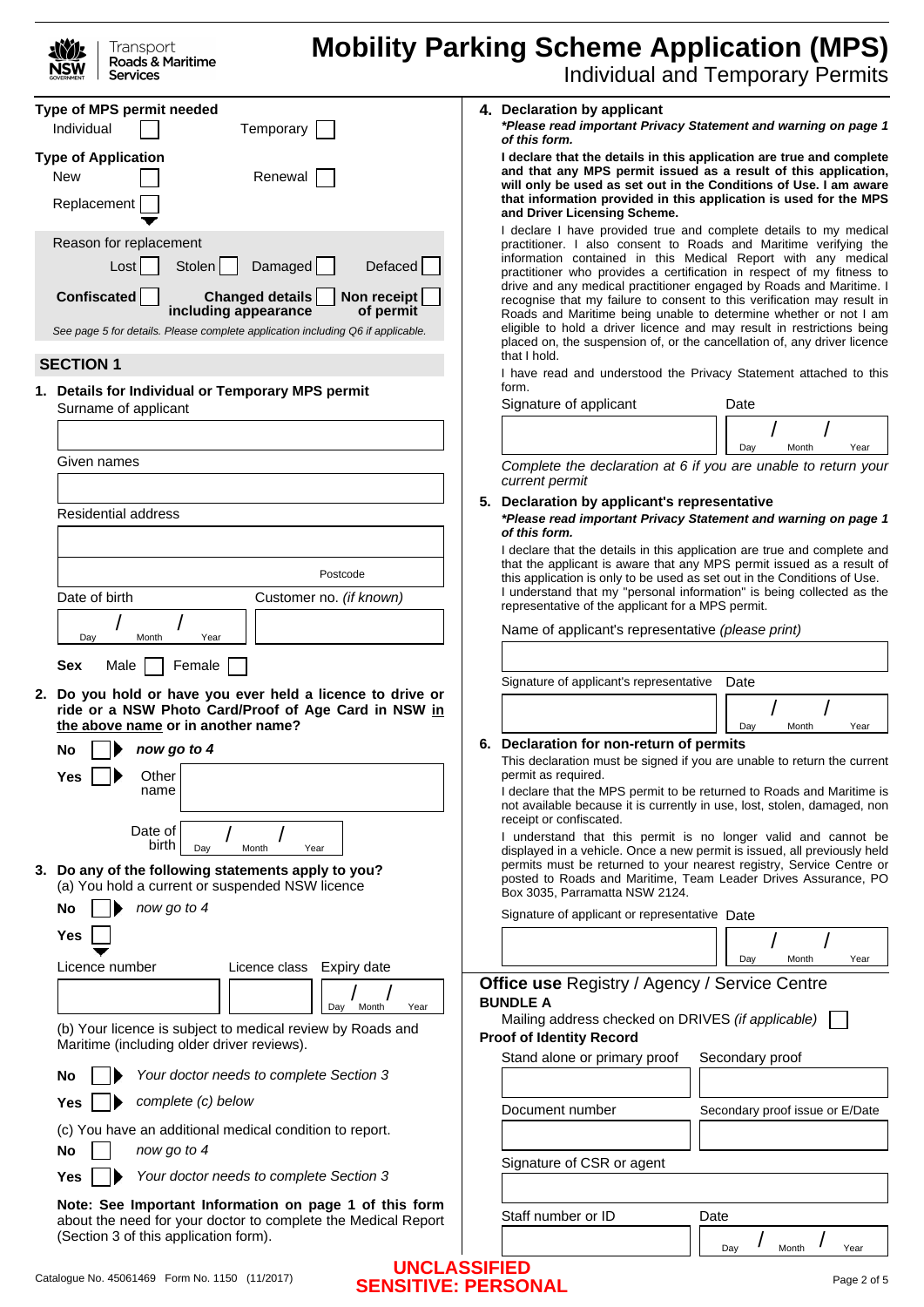# Mobility Parking Scheme Application (MPS)

## Individual and Temporary Permits

**Type of MPS permit needed**

Individual ☐ Temporary ☐

**Type of Application**

New ☐ Renewal ☐

Replacement ☐

Reason for replacement

Lost ☐ Stolen ☐ Damaged ☐ Defaced ☐

**Confiscated** ☐ **Changed details including appearance** ☐ **Non receipt of permit** ☐

*See page 5 for details. Please complete application including Q6 if applicable.*

## SECTION 1

**1. Details for Individual or Temporary MPS permit**

Surname of applicant

Given names

Residential address

Postcode

Date of birth Day / Month / Year

Customer no. *(if known)*

**Sex** Male ☐ Female ☐

**2. Do you hold or have you ever held a licence to drive or ride or a NSW Photo Card/Proof of Age Card in NSW in the above name or in another name?**

**No** ☐ *now go to 4*

**Yes** ☐ Other name

Date of birth Day / Month / Year

**3. Do any of the following statements apply to you?**

(a) You hold a current or suspended NSW licence

**No** ☐ *now go to 4*

**Yes** ☐

Licence number | Licence class | Expiry date Day / Month / Year

(b) Your licence is subject to medical review by Roads and Maritime (including older driver reviews).

**No** ☐ *Your doctor needs to complete Section 3*

**Yes** ☐ *complete (c) below*

(c) You have an additional medical condition to report.

**No** ☐ *now go to 4*

**Yes** ☐ *Your doctor needs to complete Section 3*

**Note: See Important Information on page 1 of this form** about the need for your doctor to complete the Medical Report (Section 3 of this application form).

**4. Declaration by applicant**

***Please read important Privacy Statement and warning on page 1 of this form.***

**I declare that the details in this application are true and complete and that any MPS permit issued as a result of this application, will only be used as set out in the Conditions of Use. I am aware that information provided in this application is used for the MPS and Driver Licensing Scheme.**

I declare I have provided true and complete details to my medical practitioner. I also consent to Roads and Maritime verifying the information contained in this Medical Report with any medical practitioner who provides a certification in respect of my fitness to drive and any medical practitioner engaged by Roads and Maritime. I recognise that my failure to consent to this verification may result in Roads and Maritime being unable to determine whether or not I am eligible to hold a driver licence and may result in restrictions being placed on, the suspension of, or the cancellation of, any driver licence that I hold.

I have read and understood the Privacy Statement attached to this form.

Signature of applicant | Date Day / Month / Year

*Complete the declaration at 6 if you are unable to return your current permit*

**5. Declaration by applicant's representative**

***Please read important Privacy Statement and warning on page 1 of this form.***

I declare that the details in this application are true and complete and that the applicant is aware that any MPS permit issued as a result of this application is only to be used as set out in the Conditions of Use.

I understand that my "personal information" is being collected as the representative of the applicant for a MPS permit.

Name of applicant's representative *(please print)*

Signature of applicant's representative | Date Day / Month / Year

**6. Declaration for non-return of permits**

This declaration must be signed if you are unable to return the current permit as required.

I declare that the MPS permit to be returned to Roads and Maritime is not available because it is currently in use, lost, stolen, damaged, non receipt or confiscated.

I understand that this permit is no longer valid and cannot be displayed in a vehicle. Once a new permit is issued, all previously held permits must be returned to your nearest registry, Service Centre or posted to Roads and Maritime, Team Leader Drives Assurance, PO Box 3035, Parramatta NSW 2124.

Signature of applicant or representative | Date Day / Month / Year

## Office use Registry / Agency / Service Centre

**BUNDLE A**

Mailing address checked on DRIVES *(if applicable)* ☐

**Proof of Identity Record**

Stand alone or primary proof | Secondary proof

Document number | Secondary proof issue or E/Date

Signature of CSR or agent

Staff number or ID | Date Day / Month / Year

Catalogue No. 45061469 Form No. 1150 (11/2017)

**UNCLASSIFIED**
**SENSITIVE: PERSONAL**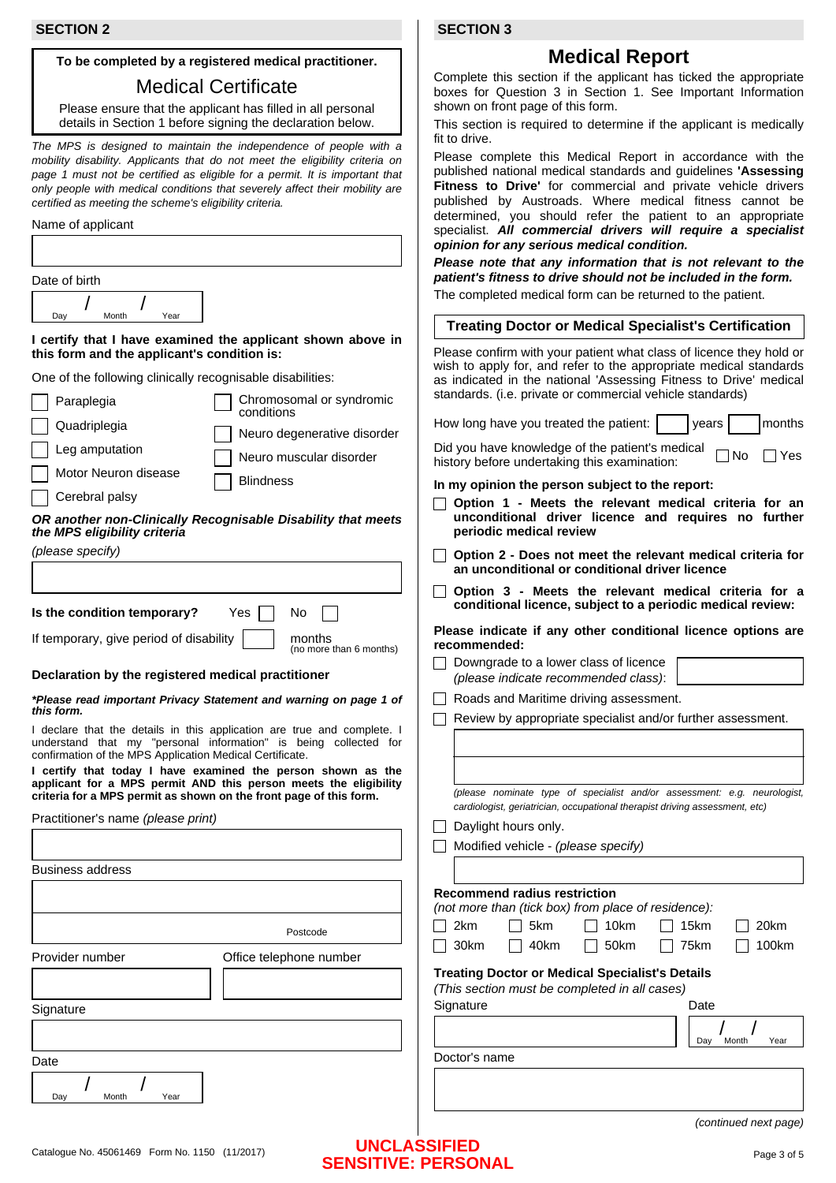## SECTION 2

**To be completed by a registered medical practitioner.**

# Medical Certificate

Please ensure that the applicant has filled in all personal details in Section 1 before signing the declaration below.

*The MPS is designed to maintain the independence of people with a mobility disability. Applicants that do not meet the eligibility criteria on page 1 must not be certified as eligible for a permit. It is important that only people with medical conditions that severely affect their mobility are certified as meeting the scheme's eligibility criteria.*

Name of applicant

Date of birth

Day / Month / Year

**I certify that I have examined the applicant shown above in this form and the applicant's condition is:**

One of the following clinically recognisable disabilities:

- ☐ Paraplegia
- ☐ Quadriplegia
- ☐ Leg amputation
- ☐ Motor Neuron disease
- ☐ Cerebral palsy
- ☐ Chromosomal or syndromic conditions
- ☐ Neuro degenerative disorder
- ☐ Neuro muscular disorder
- ☐ Blindness

***OR another non-Clinically Recognisable Disability that meets the MPS eligibility criteria***

*(please specify)*

**Is the condition temporary?** Yes ☐ No ☐

If temporary, give period of disability ☐ months (no more than 6 months)

**Declaration by the registered medical practitioner**

***\*Please read important Privacy Statement and warning on page 1 of this form.***

I declare that the details in this application are true and complete. I understand that my "personal information" is being collected for confirmation of the MPS Application Medical Certificate.

**I certify that today I have examined the person shown as the applicant for a MPS permit AND this person meets the eligibility criteria for a MPS permit as shown on the front page of this form.**

Practitioner's name *(please print)*

Business address

Postcode

Provider number

Office telephone number

Signature

Date

Day / Month / Year

## SECTION 3

# Medical Report

Complete this section if the applicant has ticked the appropriate boxes for Question 3 in Section 1. See Important Information shown on front page of this form.

This section is required to determine if the applicant is medically fit to drive.

Please complete this Medical Report in accordance with the published national medical standards and guidelines **'Assessing Fitness to Drive'** for commercial and private vehicle drivers published by Austroads. Where medical fitness cannot be determined, you should refer the patient to an appropriate specialist. ***All commercial drivers will require a specialist opinion for any serious medical condition.***

***Please note that any information that is not relevant to the patient's fitness to drive should not be included in the form.***

The completed medical form can be returned to the patient.

### Treating Doctor or Medical Specialist's Certification

Please confirm with your patient what class of licence they hold or wish to apply for, and refer to the appropriate medical standards as indicated in the national 'Assessing Fitness to Drive' medical standards (i.e. private or commercial vehicle standards)

How long have you treated the patient: ☐ years ☐ months

Did you have knowledge of the patient's medical history before undertaking this examination: ☐ No ☐ Yes

**In my opinion the person subject to the report:**

- ☐ **Option 1 - Meets the relevant medical criteria for an unconditional driver licence and requires no further periodic medical review**
- ☐ **Option 2 - Does not meet the relevant medical criteria for an unconditional or conditional driver licence**
- ☐ **Option 3 - Meets the relevant medical criteria for a conditional licence, subject to a periodic medical review:**

**Please indicate if any other conditional licence options are recommended:**

- ☐ Downgrade to a lower class of licence *(please indicate recommended class)*:
- ☐ Roads and Maritime driving assessment.
- ☐ Review by appropriate specialist and/or further assessment.

*(please nominate type of specialist and/or assessment: e.g. neurologist, cardiologist, geriatrician, occupational therapist driving assessment, etc)*

- ☐ Daylight hours only.
- ☐ Modified vehicle - *(please specify)*

**Recommend radius restriction**
*(not more than (tick box) from place of residence):*

☐ 2km ☐ 5km ☐ 10km ☐ 15km ☐ 20km
☐ 30km ☐ 40km ☐ 50km ☐ 75km ☐ 100km

**Treating Doctor or Medical Specialist's Details**
*(This section must be completed in all cases)*

Signature

Date

Day / Month / Year

Doctor's name

*(continued next page)*

Catalogue No. 45061469 Form No. 1150 (11/2017)

**UNCLASSIFIED**
**SENSITIVE: PERSONAL**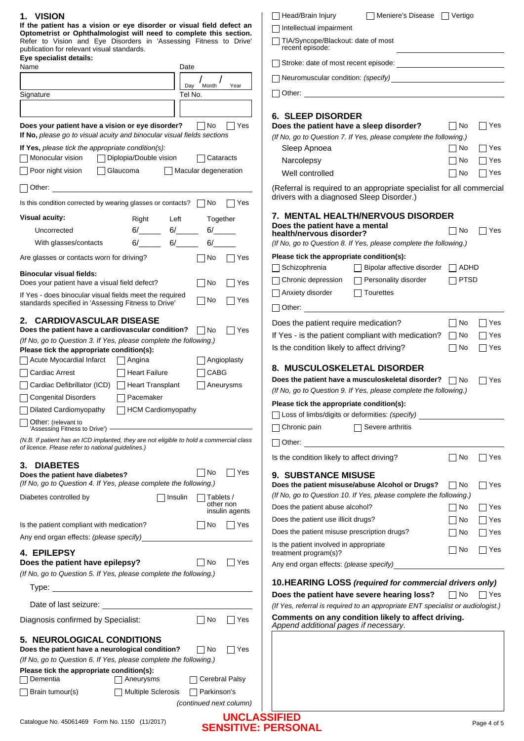## 1. VISION

**If the patient has a vision or eye disorder or visual field defect an Optometrist or Ophthalmologist will need to complete this section.** Refer to Vision and Eye Disorders in 'Assessing Fitness to Drive' publication for relevant visual standards.

**Eye specialist details:**

Name ____________________ Date ____ / ____ / ____ (Day / Month / Year)

Signature ____________________ Tel No. ____________________

**Does your patient have a vision or eye disorder?** ☐ No ☐ Yes

**If No,** *please go to visual acuity and binocular visual fields sections*

**If Yes,** *please tick the appropriate condition(s):*

☐ Monocular vision ☐ Diplopia/Double vision ☐ Cataracts

☐ Poor night vision ☐ Glaucoma ☐ Macular degeneration

☐ Other: ____________________

Is this condition corrected by wearing glasses or contacts? ☐ No ☐ Yes

| **Visual acuity:** | Right | Left | Together |
|---|---|---|---|
| Uncorrected | 6/_____ | 6/_____ | 6/_____ |
| With glasses/contacts | 6/_____ | 6/_____ | 6/_____ |

Are glasses or contacts worn for driving? ☐ No ☐ Yes

**Binocular visual fields:**

Does your patient have a visual field defect? ☐ No ☐ Yes

If Yes - does binocular visual fields meet the required standards specified in 'Assessing Fitness to Drive' ☐ No ☐ Yes

## 2. CARDIOVASCULAR DISEASE

**Does the patient have a cardiovascular condition?** ☐ No ☐ Yes

*(If No, go to Question 3. If Yes, please complete the following.)*

**Please tick the appropriate condition(s):**

☐ Acute Myocardial Infarct ☐ Angina ☐ Angioplasty

☐ Cardiac Arrest ☐ Heart Failure ☐ CABG

☐ Cardiac Defibrillator (ICD) ☐ Heart Transplant ☐ Aneurysms

☐ Congenital Disorders ☐ Pacemaker

☐ Dilated Cardiomyopathy ☐ HCM Cardiomyopathy

☐ Other: (relevant to 'Assessing Fitness to Drive') ____________________

*(N.B. If patient has an ICD implanted, they are not eligible to hold a commercial class of licence. Please refer to national guidelines.)*

## 3. DIABETES

**Does the patient have diabetes?** ☐ No ☐ Yes

*(If No, go to Question 4. If Yes, please complete the following.)*

Diabetes controlled by ☐ Insulin ☐ Tablets / other non insulin agents

Is the patient compliant with medication? ☐ No ☐ Yes

Any end organ effects: *(please specify)* ____________________

## 4. EPILEPSY

**Does the patient have epilepsy?** ☐ No ☐ Yes

*(If No, go to Question 5. If Yes, please complete the following.)*

Type: ____________________

Date of last seizure: ____________________

Diagnosis confirmed by Specialist: ☐ No ☐ Yes

## 5. NEUROLOGICAL CONDITIONS

**Does the patient have a neurological condition?** ☐ No ☐ Yes

*(If No, go to Question 6. If Yes, please complete the following.)*

**Please tick the appropriate condition(s):**

☐ Dementia ☐ Aneurysms ☐ Cerebral Palsy

☐ Brain tumour(s) ☐ Multiple Sclerosis ☐ Parkinson's

*(continued next column)*

☐ Head/Brain Injury ☐ Meniere's Disease ☐ Vertigo

☐ Intellectual impairment

☐ TIA/Syncope/Blackout: date of most recent episode: ____________________

☐ Stroke: date of most recent episode: ____________________

☐ Neuromuscular condition: *(specify)* ____________________

☐ Other: ____________________

## 6. SLEEP DISORDER

**Does the patient have a sleep disorder?** ☐ No ☐ Yes

*(If No, go to Question 7. If Yes, please complete the following.)*

Sleep Apnoea ☐ No ☐ Yes

Narcolepsy ☐ No ☐ Yes

Well controlled ☐ No ☐ Yes

(Referral is required to an appropriate specialist for all commercial drivers with a diagnosed Sleep Disorder.)

## 7. MENTAL HEALTH/NERVOUS DISORDER

**Does the patient have a mental health/nervous disorder?** ☐ No ☐ Yes

*(If No, go to Question 8. If Yes, please complete the following.)*

**Please tick the appropriate condition(s):**

☐ Schizophrenia ☐ Bipolar affective disorder ☐ ADHD

☐ Chronic depression ☐ Personality disorder ☐ PTSD

☐ Anxiety disorder ☐ Tourettes

☐ Other: ____________________

Does the patient require medication? ☐ No ☐ Yes

If Yes - is the patient compliant with medication? ☐ No ☐ Yes

Is the condition likely to affect driving? ☐ No ☐ Yes

## 8. MUSCULOSKELETAL DISORDER

**Does the patient have a musculoskeletal disorder?** ☐ No ☐ Yes

*(If No, go to Question 9. If Yes, please complete the following.)*

**Please tick the appropriate condition(s):**

☐ Loss of limbs/digits or deformities: *(specify)* ____________________

☐ Chronic pain ☐ Severe arthritis

☐ Other: ____________________

Is the condition likely to affect driving? ☐ No ☐ Yes

## 9. SUBSTANCE MISUSE

**Does the patient misuse/abuse Alcohol or Drugs?** ☐ No ☐ Yes

*(If No, go to Question 10. If Yes, please complete the following.)*

Does the patient abuse alcohol? ☐ No ☐ Yes

Does the patient use illicit drugs? ☐ No ☐ Yes

Does the patient misuse prescription drugs? ☐ No ☐ Yes

Is the patient involved in appropriate treatment program(s)? ☐ No ☐ Yes

Any end organ effects: *(please specify)* ____________________

## 10. HEARING LOSS *(required for commercial drivers only)*

**Does the patient have severe hearing loss?** ☐ No ☐ Yes

*(If Yes, referral is required to an appropriate ENT specialist or audiologist.)*

**Comments on any condition likely to affect driving.**
*Append additional pages if necessary.*

Catalogue No. 45061469 Form No. 1150 (11/2017)

**UNCLASSIFIED**
**SENSITIVE: PERSONAL**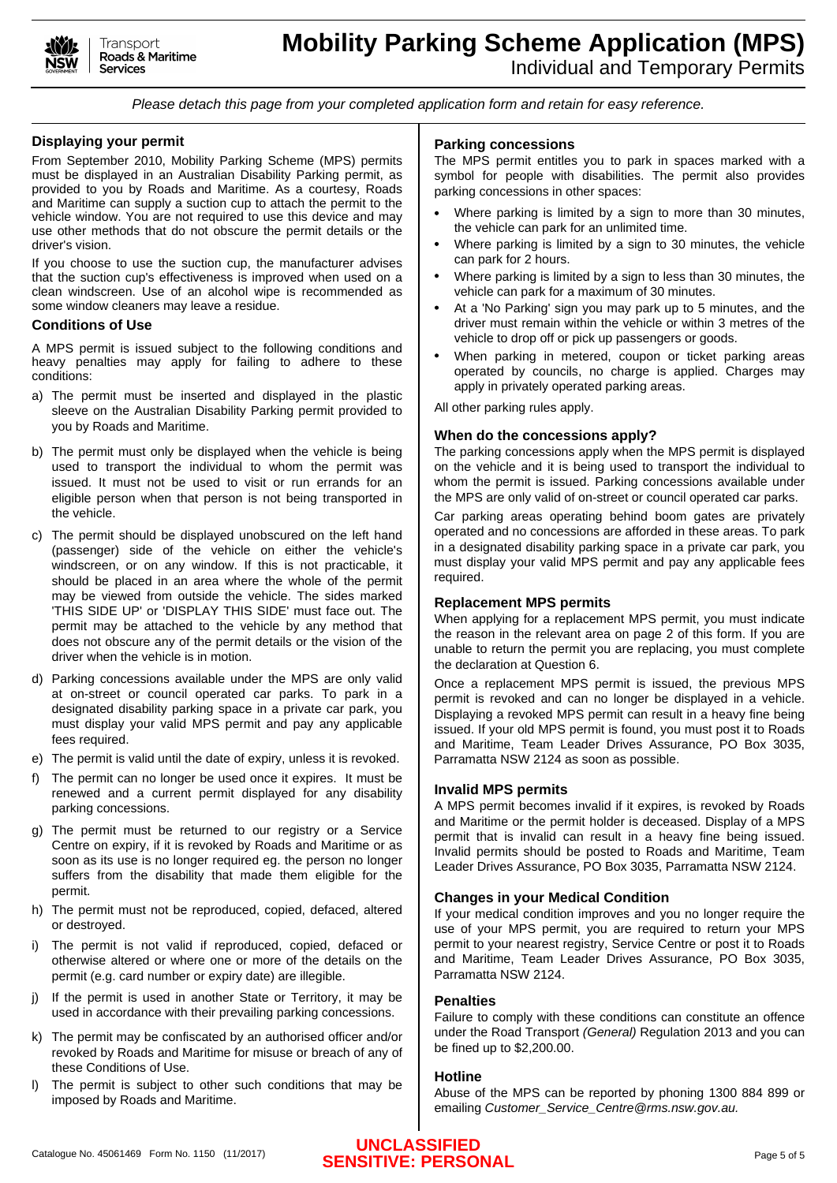# Mobility Parking Scheme Application (MPS)

## Individual and Temporary Permits

*Please detach this page from your completed application form and retain for easy reference.*

### Displaying your permit

From September 2010, Mobility Parking Scheme (MPS) permits must be displayed in an Australian Disability Parking permit, as provided to you by Roads and Maritime. As a courtesy, Roads and Maritime can supply a suction cup to attach the permit to the vehicle window. You are not required to use this device and may use other methods that do not obscure the permit details or the driver's vision.

If you choose to use the suction cup, the manufacturer advises that the suction cup's effectiveness is improved when used on a clean windscreen. Use of an alcohol wipe is recommended as some window cleaners may leave a residue.

### Conditions of Use

A MPS permit is issued subject to the following conditions and heavy penalties may apply for failing to adhere to these conditions:

a) The permit must be inserted and displayed in the plastic sleeve on the Australian Disability Parking permit provided to you by Roads and Maritime.

b) The permit must only be displayed when the vehicle is being used to transport the individual to whom the permit was issued. It must not be used to visit or run errands for an eligible person when that person is not being transported in the vehicle.

c) The permit should be displayed unobscured on the left hand (passenger) side of the vehicle on either the vehicle's windscreen, or on any window. If this is not practicable, it should be placed in an area where the whole of the permit may be viewed from outside the vehicle. The sides marked 'THIS SIDE UP' or 'DISPLAY THIS SIDE' must face out. The permit may be attached to the vehicle by any method that does not obscure any of the permit details or the vision of the driver when the vehicle is in motion.

d) Parking concessions available under the MPS are only valid at on-street or council operated car parks. To park in a designated disability parking space in a private car park, you must display your valid MPS permit and pay any applicable fees required.

e) The permit is valid until the date of expiry, unless it is revoked.

f) The permit can no longer be used once it expires. It must be renewed and a current permit displayed for any disability parking concessions.

g) The permit must be returned to our registry or a Service Centre on expiry, if it is revoked by Roads and Maritime or as soon as its use is no longer required eg. the person no longer suffers from the disability that made them eligible for the permit.

h) The permit must not be reproduced, copied, defaced, altered or destroyed.

i) The permit is not valid if reproduced, copied, defaced or otherwise altered or where one or more of the details on the permit (e.g. card number or expiry date) are illegible.

j) If the permit is used in another State or Territory, it may be used in accordance with their prevailing parking concessions.

k) The permit may be confiscated by an authorised officer and/or revoked by Roads and Maritime for misuse or breach of any of these Conditions of Use.

l) The permit is subject to other such conditions that may be imposed by Roads and Maritime.

### Parking concessions

The MPS permit entitles you to park in spaces marked with a symbol for people with disabilities. The permit also provides parking concessions in other spaces:

- Where parking is limited by a sign to more than 30 minutes, the vehicle can park for an unlimited time.
- Where parking is limited by a sign to 30 minutes, the vehicle can park for 2 hours.
- Where parking is limited by a sign to less than 30 minutes, the vehicle can park for a maximum of 30 minutes.
- At a 'No Parking' sign you may park up to 5 minutes, and the driver must remain within the vehicle or within 3 metres of the vehicle to drop off or pick up passengers or goods.
- When parking in metered, coupon or ticket parking areas operated by councils, no charge is applied. Charges may apply in privately operated parking areas.

All other parking rules apply.

### When do the concessions apply?

The parking concessions apply when the MPS permit is displayed on the vehicle and it is being used to transport the individual to whom the permit is issued. Parking concessions available under the MPS are only valid of on-street or council operated car parks.

Car parking areas operating behind boom gates are privately operated and no concessions are afforded in these areas. To park in a designated disability parking space in a private car park, you must display your valid MPS permit and pay any applicable fees required.

### Replacement MPS permits

When applying for a replacement MPS permit, you must indicate the reason in the relevant area on page 2 of this form. If you are unable to return the permit you are replacing, you must complete the declaration at Question 6.

Once a replacement MPS permit is issued, the previous MPS permit is revoked and can no longer be displayed in a vehicle. Displaying a revoked MPS permit can result in a heavy fine being issued. If your old MPS permit is found, you must post it to Roads and Maritime, Team Leader Drives Assurance, PO Box 3035, Parramatta NSW 2124 as soon as possible.

### Invalid MPS permits

A MPS permit becomes invalid if it expires, is revoked by Roads and Maritime or the permit holder is deceased. Display of a MPS permit that is invalid can result in a heavy fine being issued. Invalid permits should be posted to Roads and Maritime, Team Leader Drives Assurance, PO Box 3035, Parramatta NSW 2124.

### Changes in your Medical Condition

If your medical condition improves and you no longer require the use of your MPS permit, you are required to return your MPS permit to your nearest registry, Service Centre or post it to Roads and Maritime, Team Leader Drives Assurance, PO Box 3035, Parramatta NSW 2124.

### Penalties

Failure to comply with these conditions can constitute an offence under the Road Transport *(General)* Regulation 2013 and you can be fined up to $2,200.00.

### Hotline

Abuse of the MPS can be reported by phoning 1300 884 899 or emailing *Customer_Service_Centre@rms.nsw.gov.au.*

Catalogue No. 45061469 Form No. 1150 (11/2017)

**UNCLASSIFIED SENSITIVE: PERSONAL**